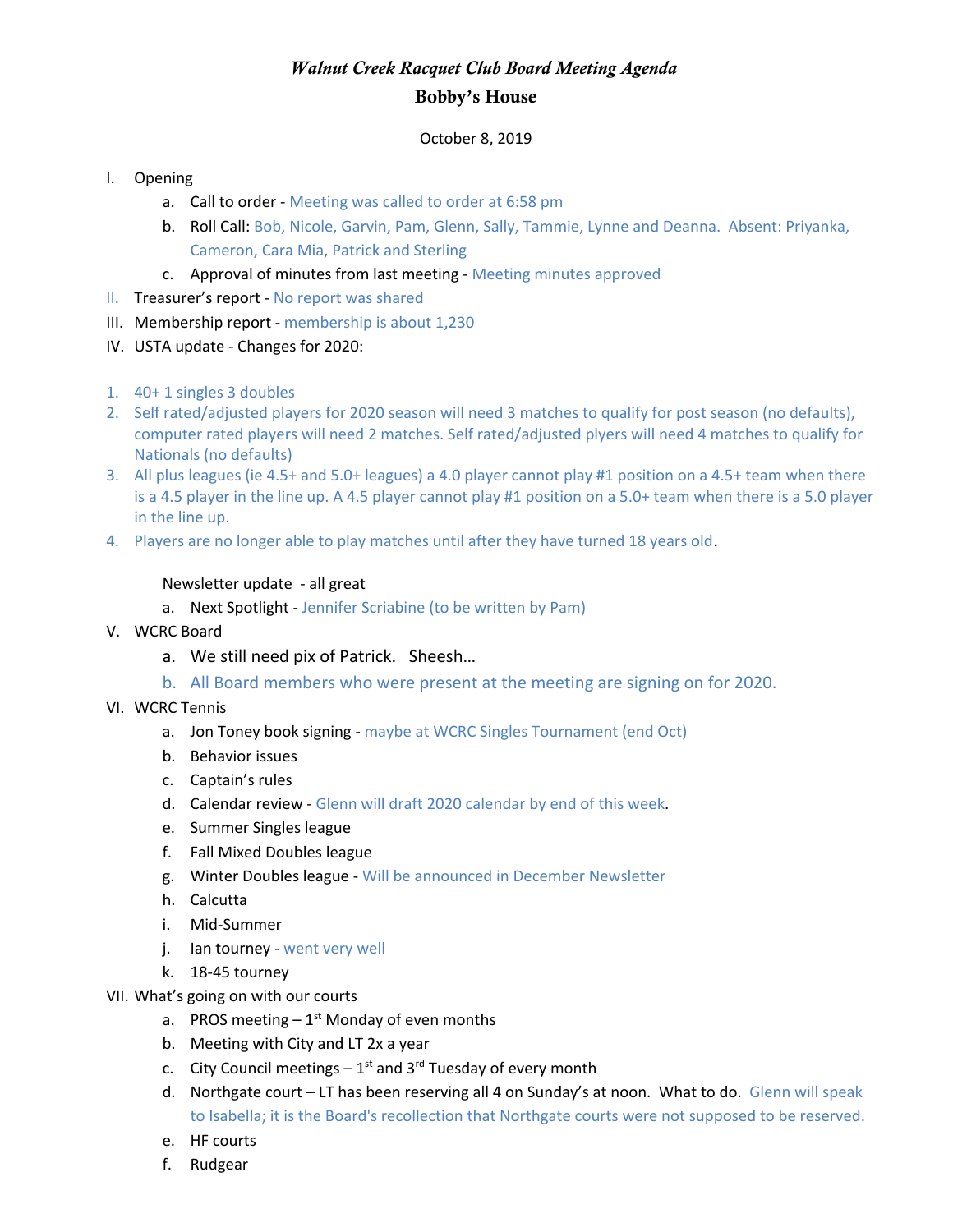# *Walnut Creek Racquet Club Board Meeting Agenda*

## Bobby's House

October 8, 2019

I. Opening
   a. Call to order - Meeting was called to order at 6:58 pm
   b. Roll Call: Bob, Nicole, Garvin, Pam, Glenn, Sally, Tammie, Lynne and Deanna. Absent: Priyanka, Cameron, Cara Mia, Patrick and Sterling
   c. Approval of minutes from last meeting - Meeting minutes approved

II. Treasurer's report - No report was shared

III. Membership report - membership is about 1,230

IV. USTA update - Changes for 2020:

1. 40+ 1 singles 3 doubles
2. Self rated/adjusted players for 2020 season will need 3 matches to qualify for post season (no defaults), computer rated players will need 2 matches. Self rated/adjusted plyers will need 4 matches to qualify for Nationals (no defaults)
3. All plus leagues (ie 4.5+ and 5.0+ leagues) a 4.0 player cannot play #1 position on a 4.5+ team when there is a 4.5 player in the line up. A 4.5 player cannot play #1 position on a 5.0+ team when there is a 5.0 player in the line up.
4. Players are no longer able to play matches until after they have turned 18 years old.

   Newsletter update - all great
   a. Next Spotlight - Jennifer Scriabine (to be written by Pam)

V. WCRC Board
   a. We still need pix of Patrick. Sheesh…
   b. All Board members who were present at the meeting are signing on for 2020.

VI. WCRC Tennis
   a. Jon Toney book signing - maybe at WCRC Singles Tournament (end Oct)
   b. Behavior issues
   c. Captain's rules
   d. Calendar review - Glenn will draft 2020 calendar by end of this week.
   e. Summer Singles league
   f. Fall Mixed Doubles league
   g. Winter Doubles league - Will be announced in December Newsletter
   h. Calcutta
   i. Mid-Summer
   j. Ian tourney - went very well
   k. 18-45 tourney

VII. What's going on with our courts
   a. PROS meeting – 1st Monday of even months
   b. Meeting with City and LT 2x a year
   c. City Council meetings – 1st and 3rd Tuesday of every month
   d. Northgate court – LT has been reserving all 4 on Sunday's at noon. What to do. Glenn will speak to Isabella; it is the Board's recollection that Northgate courts were not supposed to be reserved.
   e. HF courts
   f. Rudgear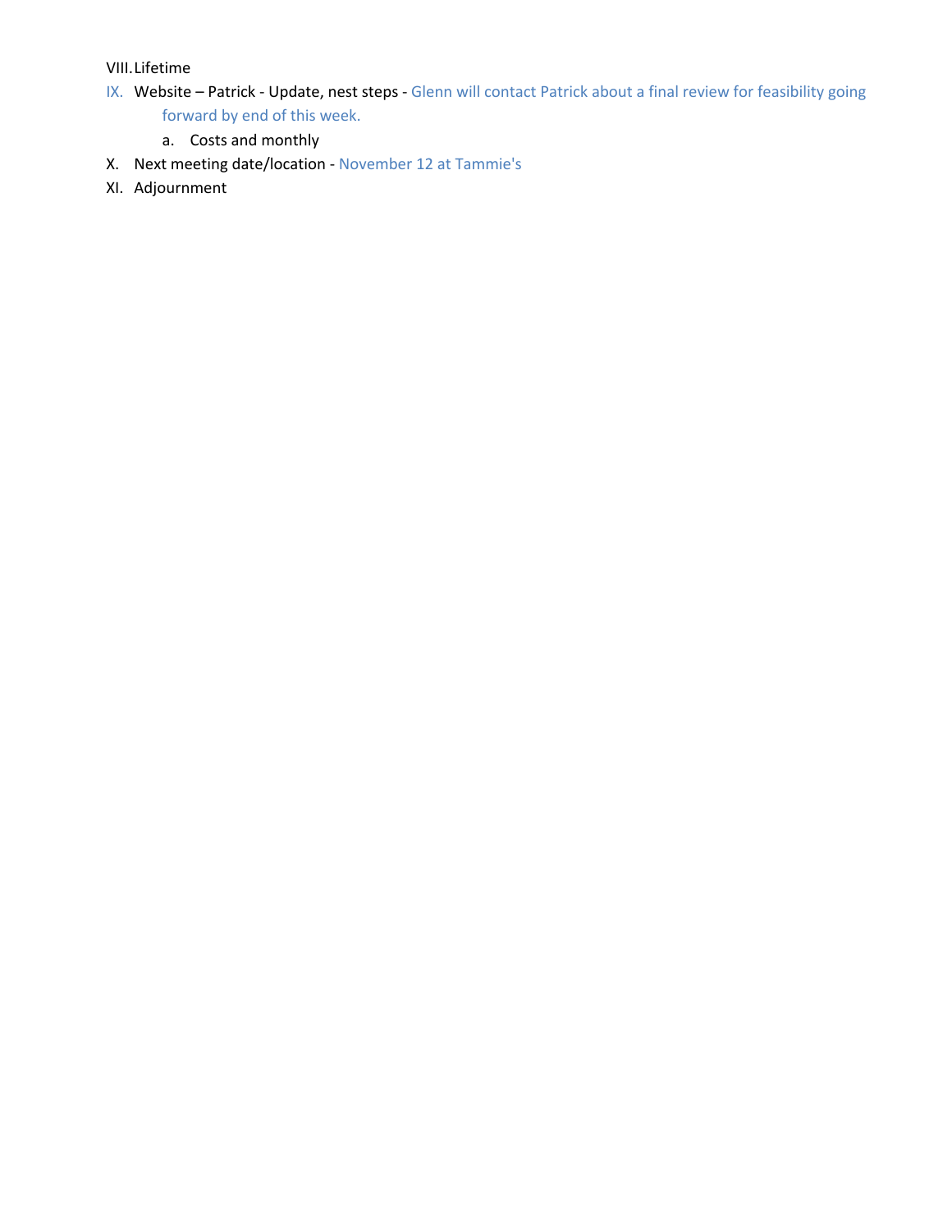VIII. Lifetime

IX. Website – Patrick - Update, nest steps - Glenn will contact Patrick about a final review for feasibility going forward by end of this week.

   a. Costs and monthly

X. Next meeting date/location - November 12 at Tammie's

XI. Adjournment